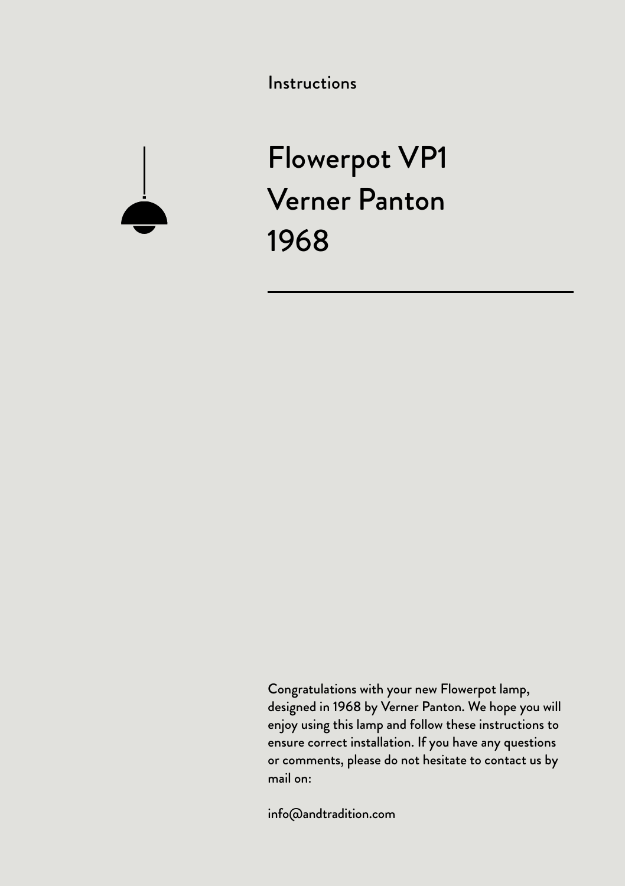Instructions

# Flowerpot VP1
# Verner Panton
# 1968

---

Congratulations with your new Flowerpot lamp, designed in 1968 by Verner Panton. We hope you will enjoy using this lamp and follow these instructions to ensure correct installation. If you have any questions or comments, please do not hesitate to contact us by mail on:

info@andtradition.com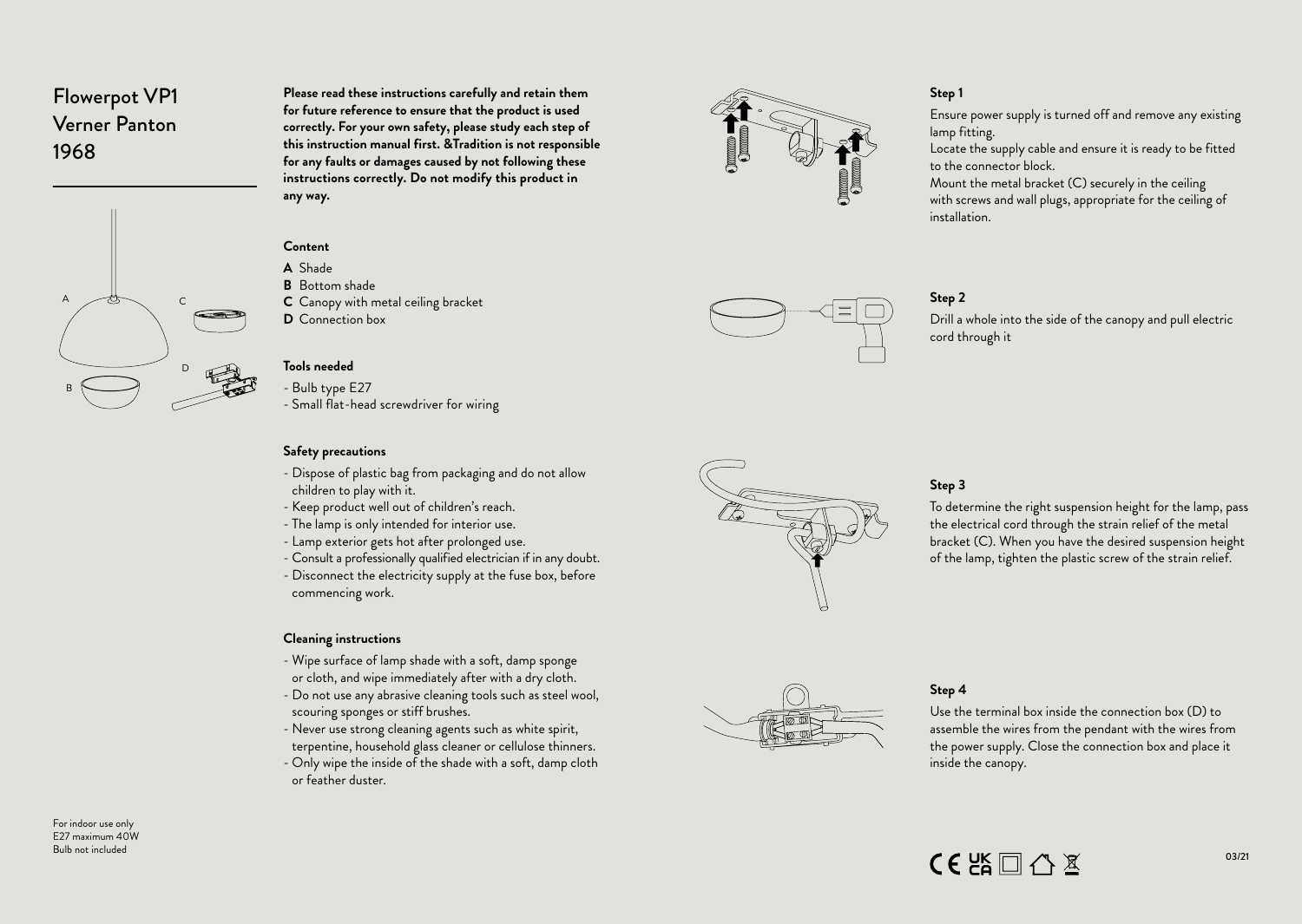# Flowerpot VP1
# Verner Panton
# 1968

A B C D

For indoor use only
E27 maximum 40W
Bulb not included

**Please read these instructions carefully and retain them for future reference to ensure that the product is used correctly. For your own safety, please study each step of this instruction manual first. &Tradition is not responsible for any faults or damages caused by not following these instructions correctly. Do not modify this product in any way.**

### Content

**A** Shade
**B** Bottom shade
**C** Canopy with metal ceiling bracket
**D** Connection box

### Tools needed

- Bulb type E27
- Small flat-head screwdriver for wiring

### Safety precautions

- Dispose of plastic bag from packaging and do not allow children to play with it.
- Keep product well out of children's reach.
- The lamp is only intended for interior use.
- Lamp exterior gets hot after prolonged use.
- Consult a professionally qualified electrician if in any doubt.
- Disconnect the electricity supply at the fuse box, before commencing work.

### Cleaning instructions

- Wipe surface of lamp shade with a soft, damp sponge or cloth, and wipe immediately after with a dry cloth.
- Do not use any abrasive cleaning tools such as steel wool, scouring sponges or stiff brushes.
- Never use strong cleaning agents such as white spirit, terpentine, household glass cleaner or cellulose thinners.
- Only wipe the inside of the shade with a soft, damp cloth or feather duster.

### Step 1

Ensure power supply is turned off and remove any existing lamp fitting.
Locate the supply cable and ensure it is ready to be fitted to the connector block.
Mount the metal bracket (C) securely in the ceiling with screws and wall plugs, appropriate for the ceiling of installation.

### Step 2

Drill a whole into the side of the canopy and pull electric cord through it

### Step 3

To determine the right suspension height for the lamp, pass the electrical cord through the strain relief of the metal bracket (C). When you have the desired suspension height of the lamp, tighten the plastic screw of the strain relief.

### Step 4

Use the terminal box inside the connection box (D) to assemble the wires from the pendant with the wires from the power supply. Close the connection box and place it inside the canopy.

CE UKCA

03/21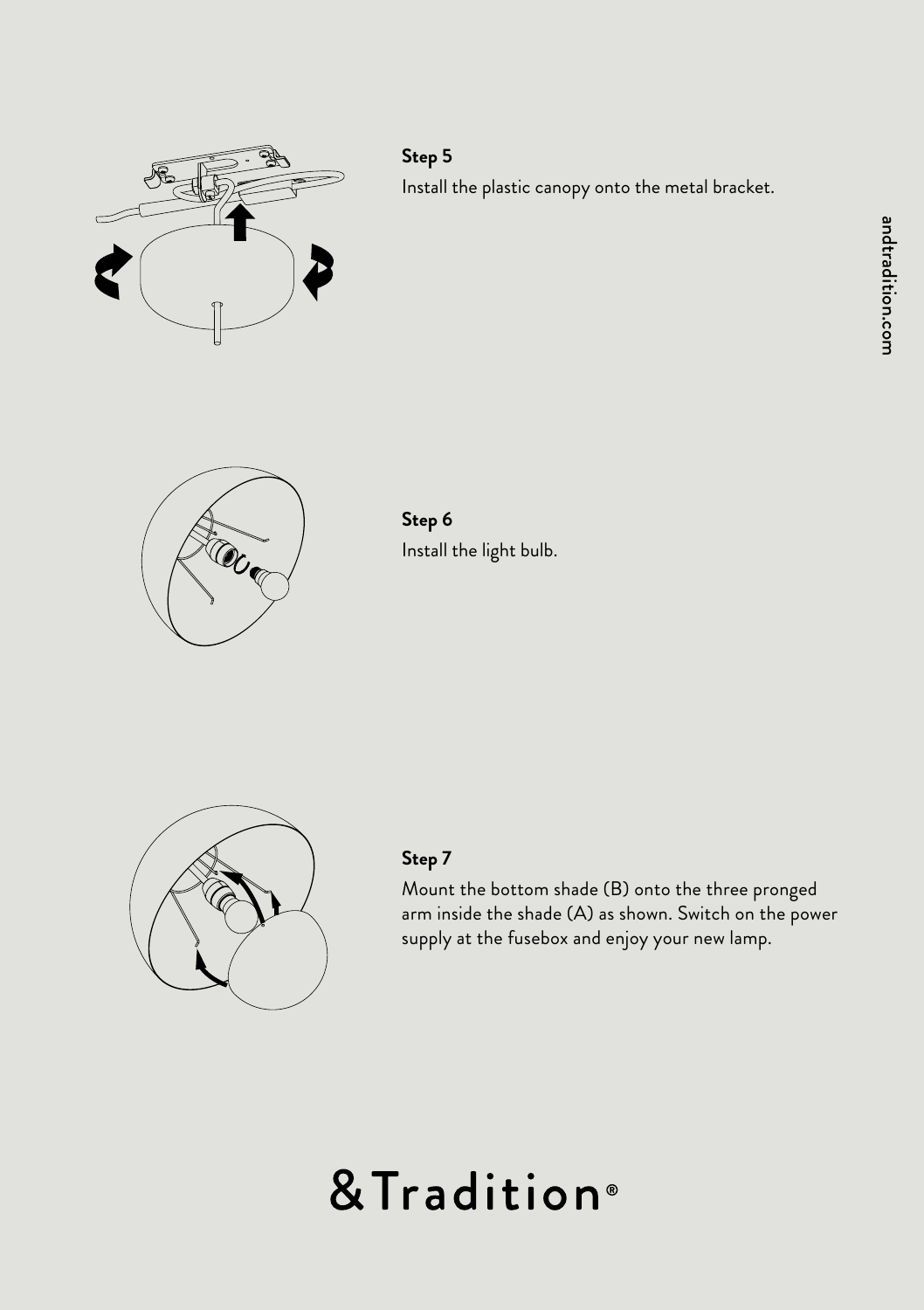**Step 5**

Install the plastic canopy onto the metal bracket.

**Step 6**

Install the light bulb.

**Step 7**

Mount the bottom shade (B) onto the three pronged arm inside the shade (A) as shown. Switch on the power supply at the fusebox and enjoy your new lamp.

&Tradition®